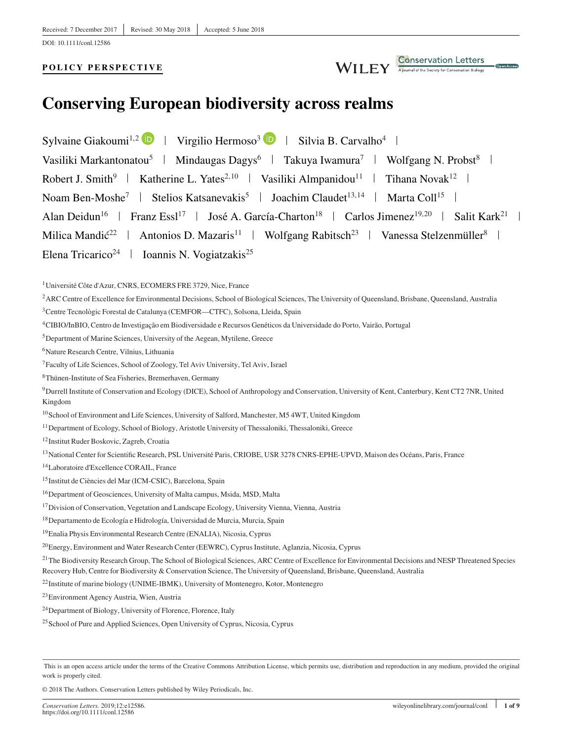Received: 7 December 2017 | Revised: 30 May 2018 | Accepted: 5 June 2018

DOI: 10.1111/conl.12586

**POLICY PERSPECTIVE**

# Conserving European biodiversity across realms

Sylvaine Giakoumi[1,2] | Virgilio Hermoso[3] | Silvia B. Carvalho[4] | Vasiliki Markantonatou[5] | Mindaugas Dagys[6] | Takuya Iwamura[7] | Wolfgang N. Probst[8] | Robert J. Smith[9] | Katherine L. Yates[2,10] | Vasiliki Almpanidou[11] | Tihana Novak[12] | Noam Ben-Moshe[7] | Stelios Katsanevakis[5] | Joachim Claudet[13,14] | Marta Coll[15] | Alan Deidun[16] | Franz Essl[17] | José A. García-Charton[18] | Carlos Jimenez[19,20] | Salit Kark[21] | Milica Mandić[22] | Antonios D. Mazaris[11] | Wolfgang Rabitsch[23] | Vanessa Stelzenmüller[8] | Elena Tricarico[24] | Ioannis N. Vogiatzakis[25]

[1] Université Côte d'Azur, CNRS, ECOMERS FRE 3729, Nice, France

[2] ARC Centre of Excellence for Environmental Decisions, School of Biological Sciences, The University of Queensland, Brisbane, Queensland, Australia

[3] Centre Tecnològic Forestal de Catalunya (CEMFOR—CTFC), Solsona, Lleida, Spain

[4] CIBIO/InBIO, Centro de Investigação em Biodiversidade e Recursos Genéticos da Universidade do Porto, Vairão, Portugal

[5] Department of Marine Sciences, University of the Aegean, Mytilene, Greece

[6] Nature Research Centre, Vilnius, Lithuania

[7] Faculty of Life Sciences, School of Zoology, Tel Aviv University, Tel Aviv, Israel

[8] Thünen-Institute of Sea Fisheries, Bremerhaven, Germany

[9] Durrell Institute of Conservation and Ecology (DICE), School of Anthropology and Conservation, University of Kent, Canterbury, Kent CT2 7NR, United Kingdom

[10] School of Environment and Life Sciences, University of Salford, Manchester, M5 4WT, United Kingdom

[11] Department of Ecology, School of Biology, Aristotle University of Thessaloniki, Thessaloniki, Greece

[12] Institut Ruder Boskovic, Zagreb, Croatia

[13] National Center for Scientific Research, PSL Université Paris, CRIOBE, USR 3278 CNRS-EPHE-UPVD, Maison des Océans, Paris, France

[14] Laboratoire d'Excellence CORAIL, France

[15] Institut de Ciències del Mar (ICM-CSIC), Barcelona, Spain

[16] Department of Geosciences, University of Malta campus, Msida, MSD, Malta

[17] Division of Conservation, Vegetation and Landscape Ecology, University Vienna, Vienna, Austria

[18] Departamento de Ecología e Hidrología, Universidad de Murcia, Murcia, Spain

[19] Enalia Physis Environmental Research Centre (ENALIA), Nicosia, Cyprus

[20] Energy, Environment and Water Research Center (EEWRC), Cyprus Institute, Aglanzia, Nicosia, Cyprus

[21] The Biodiversity Research Group, The School of Biological Sciences, ARC Centre of Excellence for Environmental Decisions and NESP Threatened Species Recovery Hub, Centre for Biodiversity & Conservation Science, The University of Queensland, Brisbane, Queensland, Australia

[22] Institute of marine biology (UNIME-IBMK), University of Montenegro, Kotor, Montenegro

[23] Environment Agency Austria, Wien, Austria

[24] Department of Biology, University of Florence, Florence, Italy

[25] School of Pure and Applied Sciences, Open University of Cyprus, Nicosia, Cyprus

This is an open access article under the terms of the Creative Commons Attribution License, which permits use, distribution and reproduction in any medium, provided the original work is properly cited.

© 2018 The Authors. Conservation Letters published by Wiley Periodicals, Inc.

*Conservation Letters.* 2019;12:e12586.
https://doi.org/10.1111/conl.12586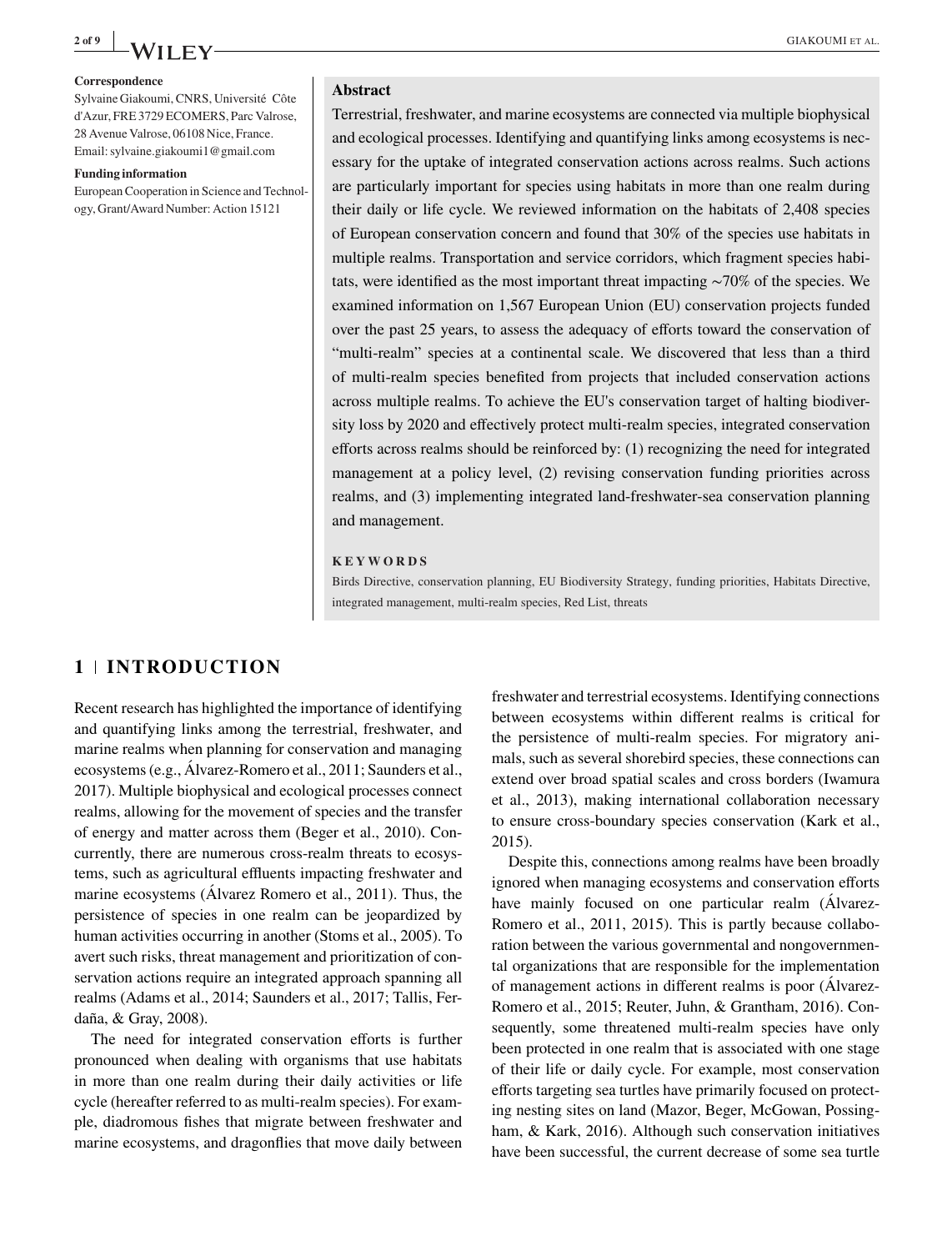**Correspondence**

Sylvaine Giakoumi, CNRS, Université Côte d'Azur, FRE 3729 ECOMERS, Parc Valrose, 28 Avenue Valrose, 06108 Nice, France.
Email: sylvaine.giakoumi1@gmail.com

**Funding information**

European Cooperation in Science and Technology, Grant/Award Number: Action 15121

## Abstract

Terrestrial, freshwater, and marine ecosystems are connected via multiple biophysical and ecological processes. Identifying and quantifying links among ecosystems is necessary for the uptake of integrated conservation actions across realms. Such actions are particularly important for species using habitats in more than one realm during their daily or life cycle. We reviewed information on the habitats of 2,408 species of European conservation concern and found that 30% of the species use habitats in multiple realms. Transportation and service corridors, which fragment species habitats, were identified as the most important threat impacting ∼70% of the species. We examined information on 1,567 European Union (EU) conservation projects funded over the past 25 years, to assess the adequacy of efforts toward the conservation of "multi-realm" species at a continental scale. We discovered that less than a third of multi-realm species benefited from projects that included conservation actions across multiple realms. To achieve the EU's conservation target of halting biodiversity loss by 2020 and effectively protect multi-realm species, integrated conservation efforts across realms should be reinforced by: (1) recognizing the need for integrated management at a policy level, (2) revising conservation funding priorities across realms, and (3) implementing integrated land-freshwater-sea conservation planning and management.

**KEYWORDS**

Birds Directive, conservation planning, EU Biodiversity Strategy, funding priorities, Habitats Directive, integrated management, multi-realm species, Red List, threats

## 1 | INTRODUCTION

Recent research has highlighted the importance of identifying and quantifying links among the terrestrial, freshwater, and marine realms when planning for conservation and managing ecosystems (e.g., Álvarez-Romero et al., 2011; Saunders et al., 2017). Multiple biophysical and ecological processes connect realms, allowing for the movement of species and the transfer of energy and matter across them (Beger et al., 2010). Concurrently, there are numerous cross-realm threats to ecosystems, such as agricultural effluents impacting freshwater and marine ecosystems (Álvarez Romero et al., 2011). Thus, the persistence of species in one realm can be jeopardized by human activities occurring in another (Stoms et al., 2005). To avert such risks, threat management and prioritization of conservation actions require an integrated approach spanning all realms (Adams et al., 2014; Saunders et al., 2017; Tallis, Ferdaña, & Gray, 2008).

The need for integrated conservation efforts is further pronounced when dealing with organisms that use habitats in more than one realm during their daily activities or life cycle (hereafter referred to as multi-realm species). For example, diadromous fishes that migrate between freshwater and marine ecosystems, and dragonflies that move daily between freshwater and terrestrial ecosystems. Identifying connections between ecosystems within different realms is critical for the persistence of multi-realm species. For migratory animals, such as several shorebird species, these connections can extend over broad spatial scales and cross borders (Iwamura et al., 2013), making international collaboration necessary to ensure cross-boundary species conservation (Kark et al., 2015).

Despite this, connections among realms have been broadly ignored when managing ecosystems and conservation efforts have mainly focused on one particular realm (Álvarez-Romero et al., 2011, 2015). This is partly because collaboration between the various governmental and nongovernmental organizations that are responsible for the implementation of management actions in different realms is poor (Álvarez-Romero et al., 2015; Reuter, Juhn, & Grantham, 2016). Consequently, some threatened multi-realm species have only been protected in one realm that is associated with one stage of their life or daily cycle. For example, most conservation efforts targeting sea turtles have primarily focused on protecting nesting sites on land (Mazor, Beger, McGowan, Possingham, & Kark, 2016). Although such conservation initiatives have been successful, the current decrease of some sea turtle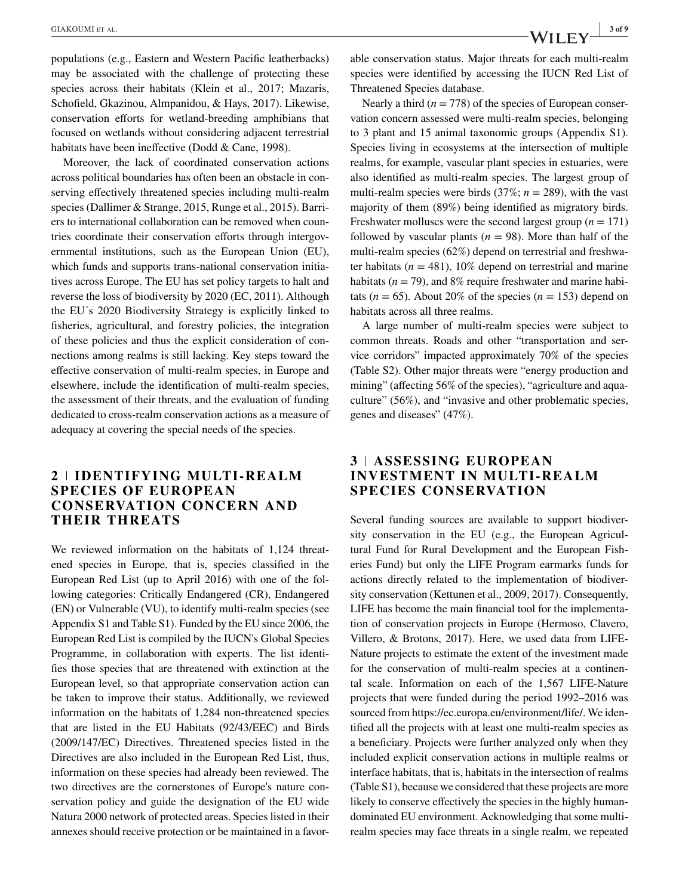populations (e.g., Eastern and Western Pacific leatherbacks) may be associated with the challenge of protecting these species across their habitats (Klein et al., 2017; Mazaris, Schofield, Gkazinou, Almpanidou, & Hays, 2017). Likewise, conservation efforts for wetland-breeding amphibians that focused on wetlands without considering adjacent terrestrial habitats have been ineffective (Dodd & Cane, 1998).

Moreover, the lack of coordinated conservation actions across political boundaries has often been an obstacle in conserving effectively threatened species including multi-realm species (Dallimer & Strange, 2015, Runge et al., 2015). Barriers to international collaboration can be removed when countries coordinate their conservation efforts through intergovernmental institutions, such as the European Union (EU), which funds and supports trans-national conservation initiatives across Europe. The EU has set policy targets to halt and reverse the loss of biodiversity by 2020 (EC, 2011). Although the EU´s 2020 Biodiversity Strategy is explicitly linked to fisheries, agricultural, and forestry policies, the integration of these policies and thus the explicit consideration of connections among realms is still lacking. Key steps toward the effective conservation of multi-realm species, in Europe and elsewhere, include the identification of multi-realm species, the assessment of their threats, and the evaluation of funding dedicated to cross-realm conservation actions as a measure of adequacy at covering the special needs of the species.

## 2 | IDENTIFYING MULTI-REALM SPECIES OF EUROPEAN CONSERVATION CONCERN AND THEIR THREATS

We reviewed information on the habitats of 1,124 threatened species in Europe, that is, species classified in the European Red List (up to April 2016) with one of the following categories: Critically Endangered (CR), Endangered (EN) or Vulnerable (VU), to identify multi-realm species (see Appendix S1 and Table S1). Funded by the EU since 2006, the European Red List is compiled by the IUCN's Global Species Programme, in collaboration with experts. The list identifies those species that are threatened with extinction at the European level, so that appropriate conservation action can be taken to improve their status. Additionally, we reviewed information on the habitats of 1,284 non-threatened species that are listed in the EU Habitats (92/43/EEC) and Birds (2009/147/EC) Directives. Threatened species listed in the Directives are also included in the European Red List, thus, information on these species had already been reviewed. The two directives are the cornerstones of Europe's nature conservation policy and guide the designation of the EU wide Natura 2000 network of protected areas. Species listed in their annexes should receive protection or be maintained in a favorable conservation status. Major threats for each multi-realm species were identified by accessing the IUCN Red List of Threatened Species database.

Nearly a third ($n = 778$) of the species of European conservation concern assessed were multi-realm species, belonging to 3 plant and 15 animal taxonomic groups (Appendix S1). Species living in ecosystems at the intersection of multiple realms, for example, vascular plant species in estuaries, were also identified as multi-realm species. The largest group of multi-realm species were birds (37%; $n = 289$), with the vast majority of them (89%) being identified as migratory birds. Freshwater molluscs were the second largest group ($n = 171$) followed by vascular plants ($n = 98$). More than half of the multi-realm species (62%) depend on terrestrial and freshwater habitats ($n = 481$), 10% depend on terrestrial and marine habitats ($n = 79$), and 8% require freshwater and marine habitats ($n = 65$). About 20% of the species ($n = 153$) depend on habitats across all three realms.

A large number of multi-realm species were subject to common threats. Roads and other "transportation and service corridors" impacted approximately 70% of the species (Table S2). Other major threats were "energy production and mining" (affecting 56% of the species), "agriculture and aquaculture" (56%), and "invasive and other problematic species, genes and diseases" (47%).

## 3 | ASSESSING EUROPEAN INVESTMENT IN MULTI-REALM SPECIES CONSERVATION

Several funding sources are available to support biodiversity conservation in the EU (e.g., the European Agricultural Fund for Rural Development and the European Fisheries Fund) but only the LIFE Program earmarks funds for actions directly related to the implementation of biodiversity conservation (Kettunen et al., 2009, 2017). Consequently, LIFE has become the main financial tool for the implementation of conservation projects in Europe (Hermoso, Clavero, Villero, & Brotons, 2017). Here, we used data from LIFE-Nature projects to estimate the extent of the investment made for the conservation of multi-realm species at a continental scale. Information on each of the 1,567 LIFE-Nature projects that were funded during the period 1992–2016 was sourced from https://ec.europa.eu/environment/life/. We identified all the projects with at least one multi-realm species as a beneficiary. Projects were further analyzed only when they included explicit conservation actions in multiple realms or interface habitats, that is, habitats in the intersection of realms (Table S1), because we considered that these projects are more likely to conserve effectively the species in the highly human-dominated EU environment. Acknowledging that some multi-realm species may face threats in a single realm, we repeated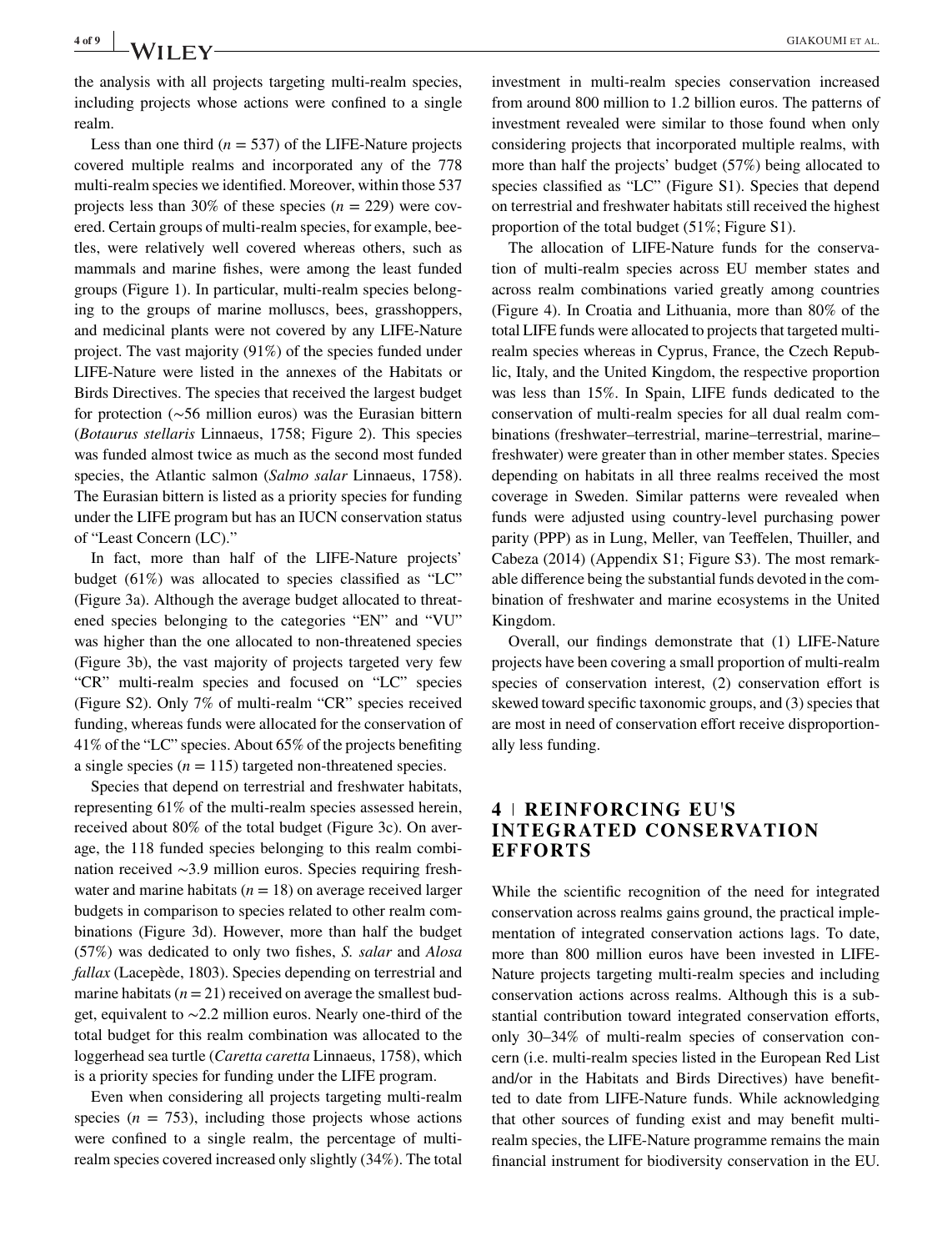the analysis with all projects targeting multi-realm species, including projects whose actions were confined to a single realm.

Less than one third ($n = 537$) of the LIFE-Nature projects covered multiple realms and incorporated any of the 778 multi-realm species we identified. Moreover, within those 537 projects less than 30% of these species ($n = 229$) were covered. Certain groups of multi-realm species, for example, beetles, were relatively well covered whereas others, such as mammals and marine fishes, were among the least funded groups (Figure 1). In particular, multi-realm species belonging to the groups of marine molluscs, bees, grasshoppers, and medicinal plants were not covered by any LIFE-Nature project. The vast majority (91%) of the species funded under LIFE-Nature were listed in the annexes of the Habitats or Birds Directives. The species that received the largest budget for protection (~56 million euros) was the Eurasian bittern (*Botaurus stellaris* Linnaeus, 1758; Figure 2). This species was funded almost twice as much as the second most funded species, the Atlantic salmon (*Salmo salar* Linnaeus, 1758). The Eurasian bittern is listed as a priority species for funding under the LIFE program but has an IUCN conservation status of "Least Concern (LC)."

In fact, more than half of the LIFE-Nature projects' budget (61%) was allocated to species classified as "LC" (Figure 3a). Although the average budget allocated to threatened species belonging to the categories "EN" and "VU" was higher than the one allocated to non-threatened species (Figure 3b), the vast majority of projects targeted very few "CR" multi-realm species and focused on "LC" species (Figure S2). Only 7% of multi-realm "CR" species received funding, whereas funds were allocated for the conservation of 41% of the "LC" species. About 65% of the projects benefiting a single species ($n = 115$) targeted non-threatened species.

Species that depend on terrestrial and freshwater habitats, representing 61% of the multi-realm species assessed herein, received about 80% of the total budget (Figure 3c). On average, the 118 funded species belonging to this realm combination received ~3.9 million euros. Species requiring freshwater and marine habitats ($n = 18$) on average received larger budgets in comparison to species related to other realm combinations (Figure 3d). However, more than half the budget (57%) was dedicated to only two fishes, *S. salar* and *Alosa fallax* (Lacepède, 1803). Species depending on terrestrial and marine habitats ($n = 21$) received on average the smallest budget, equivalent to ~2.2 million euros. Nearly one-third of the total budget for this realm combination was allocated to the loggerhead sea turtle (*Caretta caretta* Linnaeus, 1758), which is a priority species for funding under the LIFE program.

Even when considering all projects targeting multi-realm species ($n = 753$), including those projects whose actions were confined to a single realm, the percentage of multi-realm species covered increased only slightly (34%). The total investment in multi-realm species conservation increased from around 800 million to 1.2 billion euros. The patterns of investment revealed were similar to those found when only considering projects that incorporated multiple realms, with more than half the projects' budget (57%) being allocated to species classified as "LC" (Figure S1). Species that depend on terrestrial and freshwater habitats still received the highest proportion of the total budget (51%; Figure S1).

The allocation of LIFE-Nature funds for the conservation of multi-realm species across EU member states and across realm combinations varied greatly among countries (Figure 4). In Croatia and Lithuania, more than 80% of the total LIFE funds were allocated to projects that targeted multi-realm species whereas in Cyprus, France, the Czech Republic, Italy, and the United Kingdom, the respective proportion was less than 15%. In Spain, LIFE funds dedicated to the conservation of multi-realm species for all dual realm combinations (freshwater–terrestrial, marine–terrestrial, marine–freshwater) were greater than in other member states. Species depending on habitats in all three realms received the most coverage in Sweden. Similar patterns were revealed when funds were adjusted using country-level purchasing power parity (PPP) as in Lung, Meller, van Teeffelen, Thuiller, and Cabeza (2014) (Appendix S1; Figure S3). The most remarkable difference being the substantial funds devoted in the combination of freshwater and marine ecosystems in the United Kingdom.

Overall, our findings demonstrate that (1) LIFE-Nature projects have been covering a small proportion of multi-realm species of conservation interest, (2) conservation effort is skewed toward specific taxonomic groups, and (3) species that are most in need of conservation effort receive disproportionally less funding.

## 4 | REINFORCING EU'S INTEGRATED CONSERVATION EFFORTS

While the scientific recognition of the need for integrated conservation across realms gains ground, the practical implementation of integrated conservation actions lags. To date, more than 800 million euros have been invested in LIFE-Nature projects targeting multi-realm species and including conservation actions across realms. Although this is a substantial contribution toward integrated conservation efforts, only 30–34% of multi-realm species of conservation concern (i.e. multi-realm species listed in the European Red List and/or in the Habitats and Birds Directives) have benefitted to date from LIFE-Nature funds. While acknowledging that other sources of funding exist and may benefit multi-realm species, the LIFE-Nature programme remains the main financial instrument for biodiversity conservation in the EU.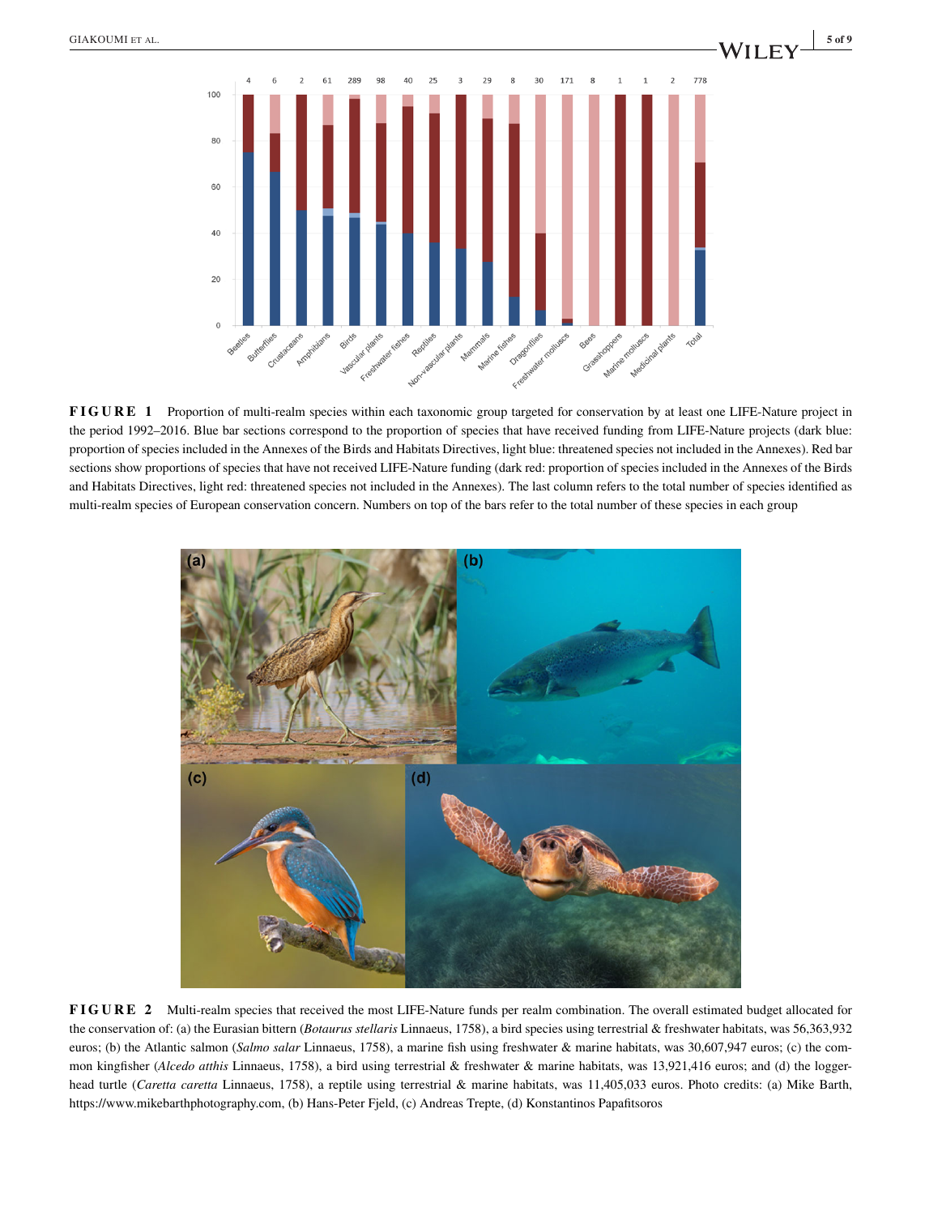**FIGURE 1** Proportion of multi-realm species within each taxonomic group targeted for conservation by at least one LIFE-Nature project in the period 1992–2016. Blue bar sections correspond to the proportion of species that have received funding from LIFE-Nature projects (dark blue: proportion of species included in the Annexes of the Birds and Habitats Directives, light blue: threatened species not included in the Annexes). Red bar sections show proportions of species that have not received LIFE-Nature funding (dark red: proportion of species included in the Annexes of the Birds and Habitats Directives, light red: threatened species not included in the Annexes). The last column refers to the total number of species identified as multi-realm species of European conservation concern. Numbers on top of the bars refer to the total number of these species in each group

**FIGURE 2** Multi-realm species that received the most LIFE-Nature funds per realm combination. The overall estimated budget allocated for the conservation of: (a) the Eurasian bittern (*Botaurus stellaris* Linnaeus, 1758), a bird species using terrestrial & freshwater habitats, was 56,363,932 euros; (b) the Atlantic salmon (*Salmo salar* Linnaeus, 1758), a marine fish using freshwater & marine habitats, was 30,607,947 euros; (c) the common kingfisher (*Alcedo atthis* Linnaeus, 1758), a bird using terrestrial & freshwater & marine habitats, was 13,921,416 euros; and (d) the loggerhead turtle (*Caretta caretta* Linnaeus, 1758), a reptile using terrestrial & marine habitats, was 11,405,033 euros. Photo credits: (a) Mike Barth, https://www.mikebarthphotography.com, (b) Hans-Peter Fjeld, (c) Andreas Trepte, (d) Konstantinos Papafitsoros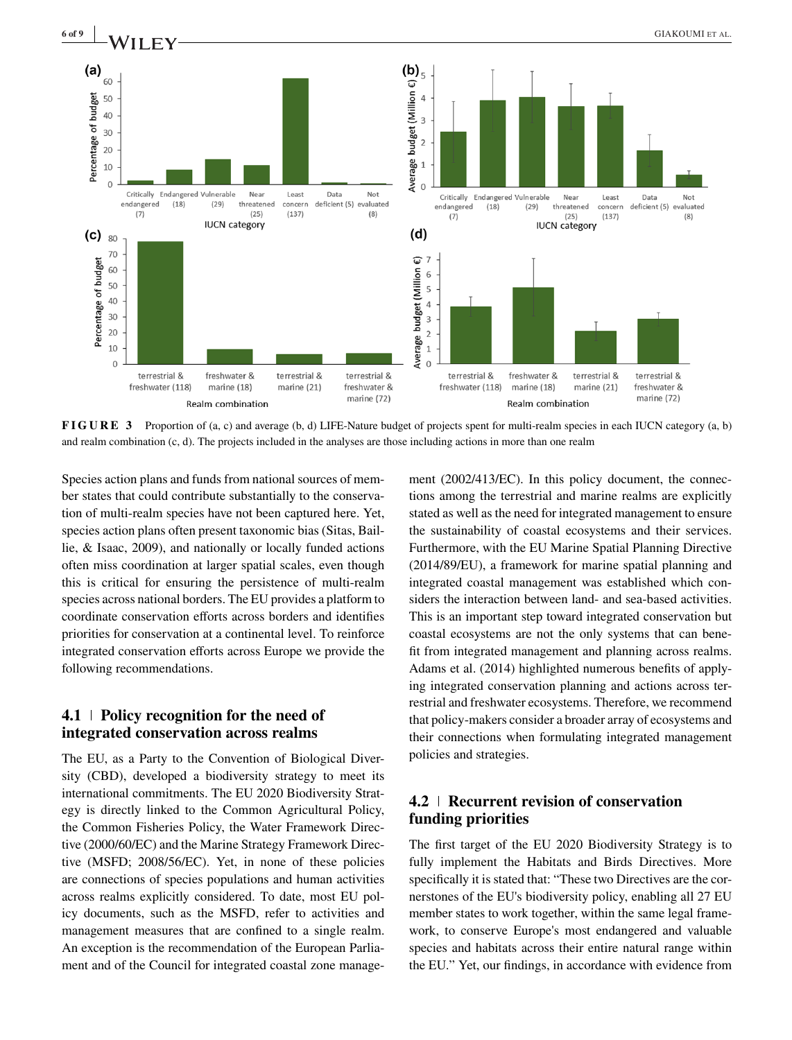**FIGURE 3** Proportion of (a, c) and average (b, d) LIFE-Nature budget of projects spent for multi-realm species in each IUCN category (a, b) and realm combination (c, d). The projects included in the analyses are those including actions in more than one realm

Species action plans and funds from national sources of member states that could contribute substantially to the conservation of multi-realm species have not been captured here. Yet, species action plans often present taxonomic bias (Sitas, Baillie, & Isaac, 2009), and nationally or locally funded actions often miss coordination at larger spatial scales, even though this is critical for ensuring the persistence of multi-realm species across national borders. The EU provides a platform to coordinate conservation efforts across borders and identifies priorities for conservation at a continental level. To reinforce integrated conservation efforts across Europe we provide the following recommendations.

## 4.1 | Policy recognition for the need of integrated conservation across realms

The EU, as a Party to the Convention of Biological Diversity (CBD), developed a biodiversity strategy to meet its international commitments. The EU 2020 Biodiversity Strategy is directly linked to the Common Agricultural Policy, the Common Fisheries Policy, the Water Framework Directive (2000/60/EC) and the Marine Strategy Framework Directive (MSFD; 2008/56/EC). Yet, in none of these policies are connections of species populations and human activities across realms explicitly considered. To date, most EU policy documents, such as the MSFD, refer to activities and management measures that are confined to a single realm. An exception is the recommendation of the European Parliament and of the Council for integrated coastal zone management (2002/413/EC). In this policy document, the connections among the terrestrial and marine realms are explicitly stated as well as the need for integrated management to ensure the sustainability of coastal ecosystems and their services. Furthermore, with the EU Marine Spatial Planning Directive (2014/89/EU), a framework for marine spatial planning and integrated coastal management was established which considers the interaction between land- and sea-based activities. This is an important step toward integrated conservation but coastal ecosystems are not the only systems that can benefit from integrated management and planning across realms. Adams et al. (2014) highlighted numerous benefits of applying integrated conservation planning and actions across terrestrial and freshwater ecosystems. Therefore, we recommend that policy-makers consider a broader array of ecosystems and their connections when formulating integrated management policies and strategies.

## 4.2 | Recurrent revision of conservation funding priorities

The first target of the EU 2020 Biodiversity Strategy is to fully implement the Habitats and Birds Directives. More specifically it is stated that: "These two Directives are the cornerstones of the EU's biodiversity policy, enabling all 27 EU member states to work together, within the same legal framework, to conserve Europe's most endangered and valuable species and habitats across their entire natural range within the EU." Yet, our findings, in accordance with evidence from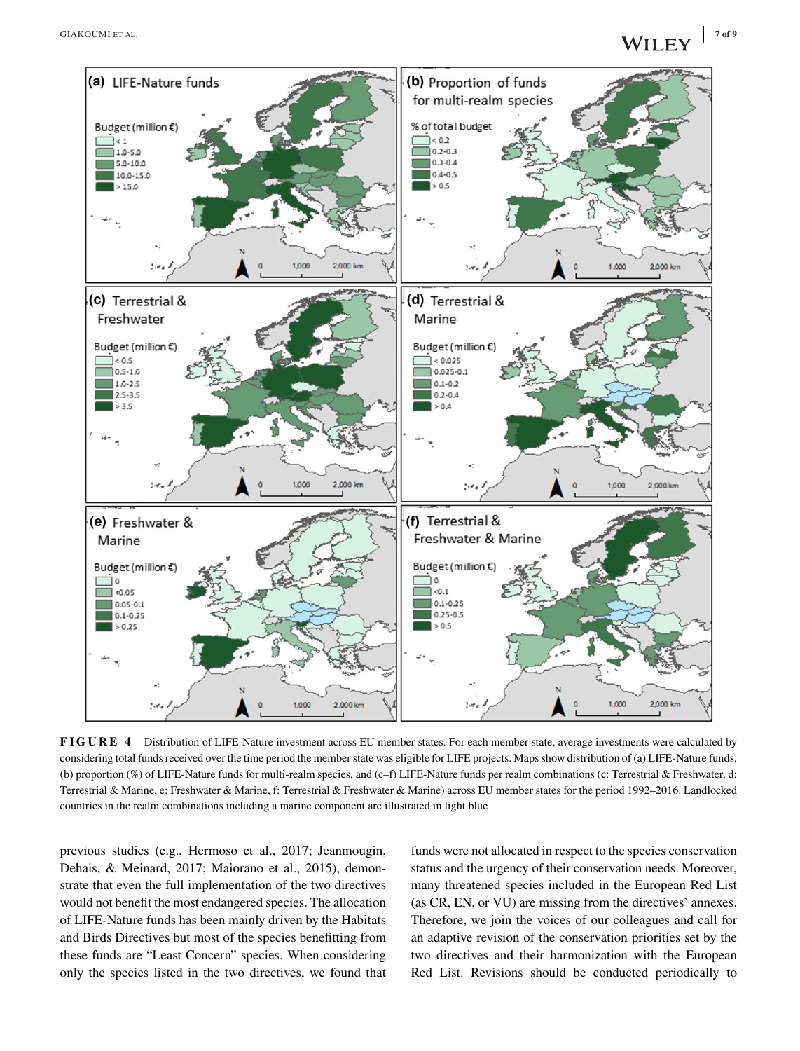**FIGURE 4** Distribution of LIFE-Nature investment across EU member states. For each member state, average investments were calculated by considering total funds received over the time period the member state was eligible for LIFE projects. Maps show distribution of (a) LIFE-Nature funds, (b) proportion (%) of LIFE-Nature funds for multi-realm species, and (c–f) LIFE-Nature funds per realm combinations (c: Terrestrial & Freshwater, d: Terrestrial & Marine, e: Freshwater & Marine, f: Terrestrial & Freshwater & Marine) across EU member states for the period 1992–2016. Landlocked countries in the realm combinations including a marine component are illustrated in light blue

previous studies (e.g., Hermoso et al., 2017; Jeanmougin, Dehais, & Meinard, 2017; Maiorano et al., 2015), demonstrate that even the full implementation of the two directives would not benefit the most endangered species. The allocation of LIFE-Nature funds has been mainly driven by the Habitats and Birds Directives but most of the species benefitting from these funds are "Least Concern" species. When considering only the species listed in the two directives, we found that funds were not allocated in respect to the species conservation status and the urgency of their conservation needs. Moreover, many threatened species included in the European Red List (as CR, EN, or VU) are missing from the directives' annexes. Therefore, we join the voices of our colleagues and call for an adaptive revision of the conservation priorities set by the two directives and their harmonization with the European Red List. Revisions should be conducted periodically to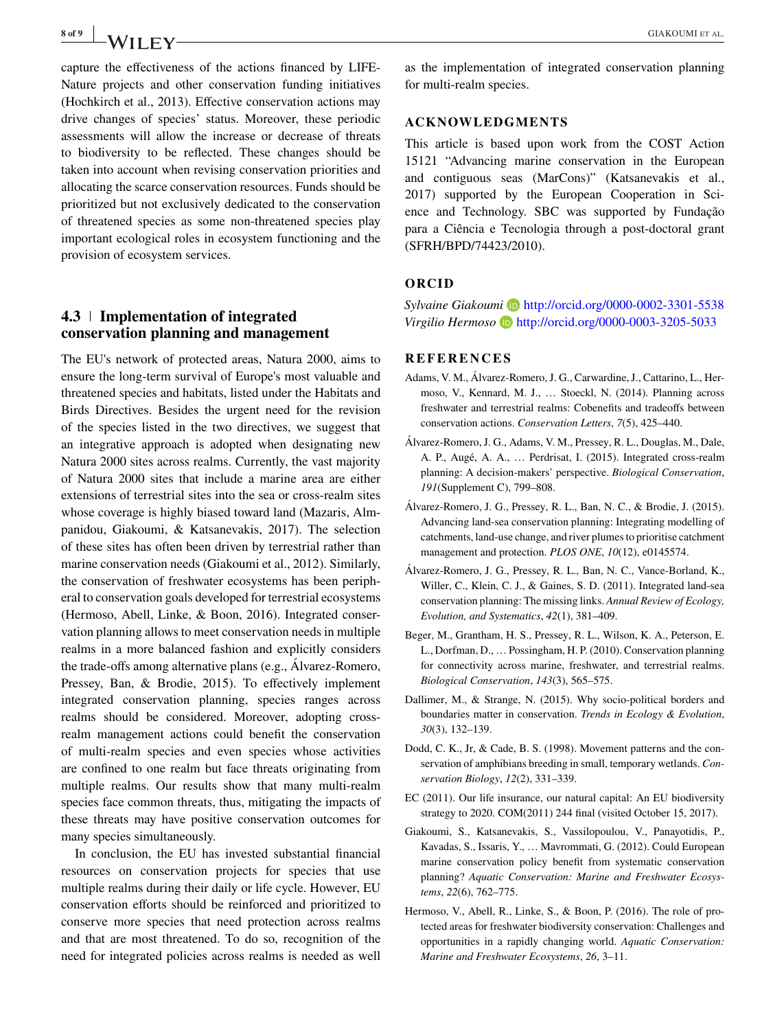capture the effectiveness of the actions financed by LIFE-Nature projects and other conservation funding initiatives (Hochkirch et al., 2013). Effective conservation actions may drive changes of species' status. Moreover, these periodic assessments will allow the increase or decrease of threats to biodiversity to be reflected. These changes should be taken into account when revising conservation priorities and allocating the scarce conservation resources. Funds should be prioritized but not exclusively dedicated to the conservation of threatened species as some non-threatened species play important ecological roles in ecosystem functioning and the provision of ecosystem services.

### 4.3 | Implementation of integrated conservation planning and management

The EU's network of protected areas, Natura 2000, aims to ensure the long-term survival of Europe's most valuable and threatened species and habitats, listed under the Habitats and Birds Directives. Besides the urgent need for the revision of the species listed in the two directives, we suggest that an integrative approach is adopted when designating new Natura 2000 sites across realms. Currently, the vast majority of Natura 2000 sites that include a marine area are either extensions of terrestrial sites into the sea or cross-realm sites whose coverage is highly biased toward land (Mazaris, Almpanidou, Giakoumi, & Katsanevakis, 2017). The selection of these sites has often been driven by terrestrial rather than marine conservation needs (Giakoumi et al., 2012). Similarly, the conservation of freshwater ecosystems has been peripheral to conservation goals developed for terrestrial ecosystems (Hermoso, Abell, Linke, & Boon, 2016). Integrated conservation planning allows to meet conservation needs in multiple realms in a more balanced fashion and explicitly considers the trade-offs among alternative plans (e.g., Álvarez-Romero, Pressey, Ban, & Brodie, 2015). To effectively implement integrated conservation planning, species ranges across realms should be considered. Moreover, adopting cross-realm management actions could benefit the conservation of multi-realm species and even species whose activities are confined to one realm but face threats originating from multiple realms. Our results show that many multi-realm species face common threats, thus, mitigating the impacts of these threats may have positive conservation outcomes for many species simultaneously.

In conclusion, the EU has invested substantial financial resources on conservation projects for species that use multiple realms during their daily or life cycle. However, EU conservation efforts should be reinforced and prioritized to conserve more species that need protection across realms and that are most threatened. To do so, recognition of the need for integrated policies across realms is needed as well as the implementation of integrated conservation planning for multi-realm species.

## ACKNOWLEDGMENTS

This article is based upon work from the COST Action 15121 "Advancing marine conservation in the European and contiguous seas (MarCons)" (Katsanevakis et al., 2017) supported by the European Cooperation in Science and Technology. SBC was supported by Fundação para a Ciência e Tecnologia through a post-doctoral grant (SFRH/BPD/74423/2010).

## ORCID

*Sylvaine Giakoumi* http://orcid.org/0000-0002-3301-5538
*Virgilio Hermoso* http://orcid.org/0000-0003-3205-5033

## REFERENCES

Adams, V. M., Álvarez-Romero, J. G., Carwardine, J., Cattarino, L., Hermoso, V., Kennard, M. J., … Stoeckl, N. (2014). Planning across freshwater and terrestrial realms: Cobenefits and tradeoffs between conservation actions. *Conservation Letters*, *7*(5), 425–440.

Álvarez-Romero, J. G., Adams, V. M., Pressey, R. L., Douglas, M., Dale, A. P., Augé, A. A., … Perdrisat, I. (2015). Integrated cross-realm planning: A decision-makers' perspective. *Biological Conservation*, *191*(Supplement C), 799–808.

Álvarez-Romero, J. G., Pressey, R. L., Ban, N. C., & Brodie, J. (2015). Advancing land-sea conservation planning: Integrating modelling of catchments, land-use change, and river plumes to prioritise catchment management and protection. *PLOS ONE*, *10*(12), e0145574.

Álvarez-Romero, J. G., Pressey, R. L., Ban, N. C., Vance-Borland, K., Willer, C., Klein, C. J., & Gaines, S. D. (2011). Integrated land-sea conservation planning: The missing links. *Annual Review of Ecology, Evolution, and Systematics*, *42*(1), 381–409.

Beger, M., Grantham, H. S., Pressey, R. L., Wilson, K. A., Peterson, E. L., Dorfman, D., … Possingham, H. P. (2010). Conservation planning for connectivity across marine, freshwater, and terrestrial realms. *Biological Conservation*, *143*(3), 565–575.

Dallimer, M., & Strange, N. (2015). Why socio-political borders and boundaries matter in conservation. *Trends in Ecology & Evolution*, *30*(3), 132–139.

Dodd, C. K., Jr, & Cade, B. S. (1998). Movement patterns and the conservation of amphibians breeding in small, temporary wetlands. *Conservation Biology*, *12*(2), 331–339.

EC (2011). Our life insurance, our natural capital: An EU biodiversity strategy to 2020. COM(2011) 244 final (visited October 15, 2017).

Giakoumi, S., Katsanevakis, S., Vassilopoulou, V., Panayotidis, P., Kavadas, S., Issaris, Y., … Mavrommati, G. (2012). Could European marine conservation policy benefit from systematic conservation planning? *Aquatic Conservation: Marine and Freshwater Ecosystems*, *22*(6), 762–775.

Hermoso, V., Abell, R., Linke, S., & Boon, P. (2016). The role of protected areas for freshwater biodiversity conservation: Challenges and opportunities in a rapidly changing world. *Aquatic Conservation: Marine and Freshwater Ecosystems*, *26*, 3–11.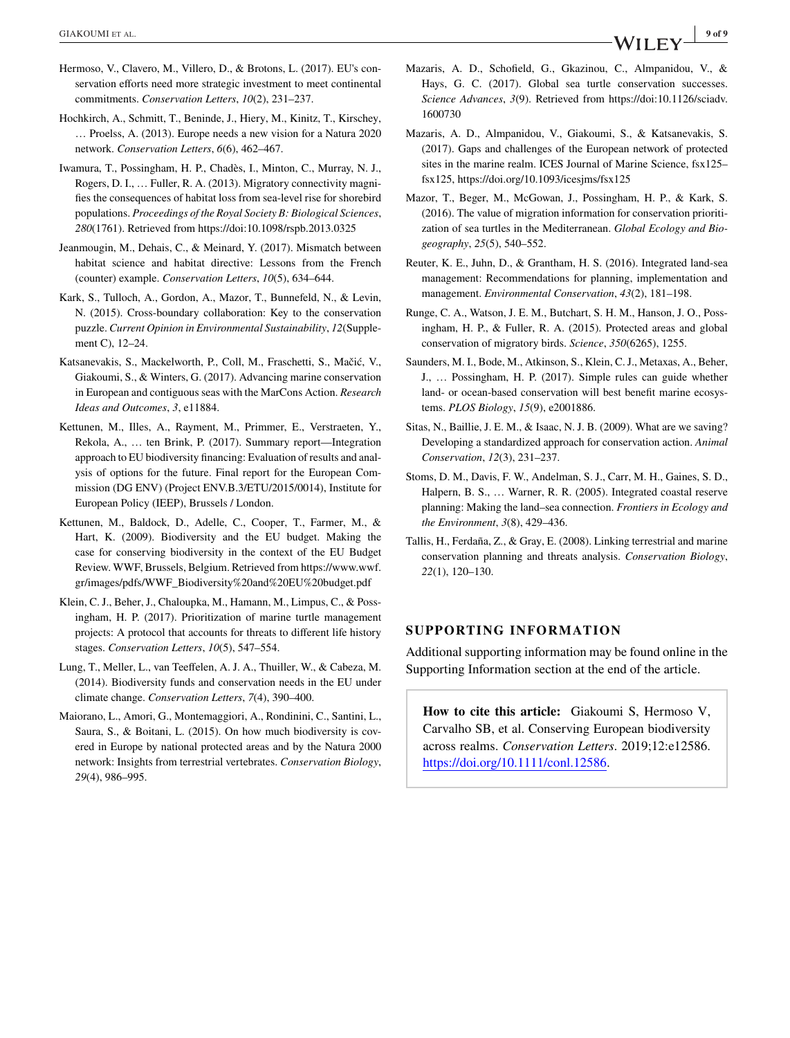Hermoso, V., Clavero, M., Villero, D., & Brotons, L. (2017). EU's conservation efforts need more strategic investment to meet continental commitments. *Conservation Letters*, *10*(2), 231–237.

Hochkirch, A., Schmitt, T., Beninde, J., Hiery, M., Kinitz, T., Kirschey, … Proelss, A. (2013). Europe needs a new vision for a Natura 2020 network. *Conservation Letters*, *6*(6), 462–467.

Iwamura, T., Possingham, H. P., Chadès, I., Minton, C., Murray, N. J., Rogers, D. I., … Fuller, R. A. (2013). Migratory connectivity magnifies the consequences of habitat loss from sea-level rise for shorebird populations. *Proceedings of the Royal Society B: Biological Sciences*, *280*(1761). Retrieved from https://doi:10.1098/rspb.2013.0325

Jeanmougin, M., Dehais, C., & Meinard, Y. (2017). Mismatch between habitat science and habitat directive: Lessons from the French (counter) example. *Conservation Letters*, *10*(5), 634–644.

Kark, S., Tulloch, A., Gordon, A., Mazor, T., Bunnefeld, N., & Levin, N. (2015). Cross-boundary collaboration: Key to the conservation puzzle. *Current Opinion in Environmental Sustainability*, *12*(Supplement C), 12–24.

Katsanevakis, S., Mackelworth, P., Coll, M., Fraschetti, S., Mačić, V., Giakoumi, S., & Winters, G. (2017). Advancing marine conservation in European and contiguous seas with the MarCons Action. *Research Ideas and Outcomes*, *3*, e11884.

Kettunen, M., Illes, A., Rayment, M., Primmer, E., Verstraeten, Y., Rekola, A., … ten Brink, P. (2017). Summary report—Integration approach to EU biodiversity financing: Evaluation of results and analysis of options for the future. Final report for the European Commission (DG ENV) (Project ENV.B.3/ETU/2015/0014), Institute for European Policy (IEEP), Brussels / London.

Kettunen, M., Baldock, D., Adelle, C., Cooper, T., Farmer, M., & Hart, K. (2009). Biodiversity and the EU budget. Making the case for conserving biodiversity in the context of the EU Budget Review. WWF, Brussels, Belgium. Retrieved from https://www.wwf.gr/images/pdfs/WWF_Biodiversity%20and%20EU%20budget.pdf

Klein, C. J., Beher, J., Chaloupka, M., Hamann, M., Limpus, C., & Possingham, H. P. (2017). Prioritization of marine turtle management projects: A protocol that accounts for threats to different life history stages. *Conservation Letters*, *10*(5), 547–554.

Lung, T., Meller, L., van Teeffelen, A. J. A., Thuiller, W., & Cabeza, M. (2014). Biodiversity funds and conservation needs in the EU under climate change. *Conservation Letters*, *7*(4), 390–400.

Maiorano, L., Amori, G., Montemaggiori, A., Rondinini, C., Santini, L., Saura, S., & Boitani, L. (2015). On how much biodiversity is covered in Europe by national protected areas and by the Natura 2000 network: Insights from terrestrial vertebrates. *Conservation Biology*, *29*(4), 986–995.

Mazaris, A. D., Schofield, G., Gkazinou, C., Almpanidou, V., & Hays, G. C. (2017). Global sea turtle conservation successes. *Science Advances*, *3*(9). Retrieved from https://doi:10.1126/sciadv.1600730

Mazaris, A. D., Almpanidou, V., Giakoumi, S., & Katsanevakis, S. (2017). Gaps and challenges of the European network of protected sites in the marine realm. ICES Journal of Marine Science, fsx125–fsx125, https://doi.org/10.1093/icesjms/fsx125

Mazor, T., Beger, M., McGowan, J., Possingham, H. P., & Kark, S. (2016). The value of migration information for conservation prioritization of sea turtles in the Mediterranean. *Global Ecology and Biogeography*, *25*(5), 540–552.

Reuter, K. E., Juhn, D., & Grantham, H. S. (2016). Integrated land-sea management: Recommendations for planning, implementation and management. *Environmental Conservation*, *43*(2), 181–198.

Runge, C. A., Watson, J. E. M., Butchart, S. H. M., Hanson, J. O., Possingham, H. P., & Fuller, R. A. (2015). Protected areas and global conservation of migratory birds. *Science*, *350*(6265), 1255.

Saunders, M. I., Bode, M., Atkinson, S., Klein, C. J., Metaxas, A., Beher, J., … Possingham, H. P. (2017). Simple rules can guide whether land- or ocean-based conservation will best benefit marine ecosystems. *PLOS Biology*, *15*(9), e2001886.

Sitas, N., Baillie, J. E. M., & Isaac, N. J. B. (2009). What are we saving? Developing a standardized approach for conservation action. *Animal Conservation*, *12*(3), 231–237.

Stoms, D. M., Davis, F. W., Andelman, S. J., Carr, M. H., Gaines, S. D., Halpern, B. S., … Warner, R. R. (2005). Integrated coastal reserve planning: Making the land–sea connection. *Frontiers in Ecology and the Environment*, *3*(8), 429–436.

Tallis, H., Ferdaña, Z., & Gray, E. (2008). Linking terrestrial and marine conservation planning and threats analysis. *Conservation Biology*, *22*(1), 120–130.

## SUPPORTING INFORMATION

Additional supporting information may be found online in the Supporting Information section at the end of the article.

**How to cite this article:** Giakoumi S, Hermoso V, Carvalho SB, et al. Conserving European biodiversity across realms. *Conservation Letters*. 2019;12:e12586. https://doi.org/10.1111/conl.12586.